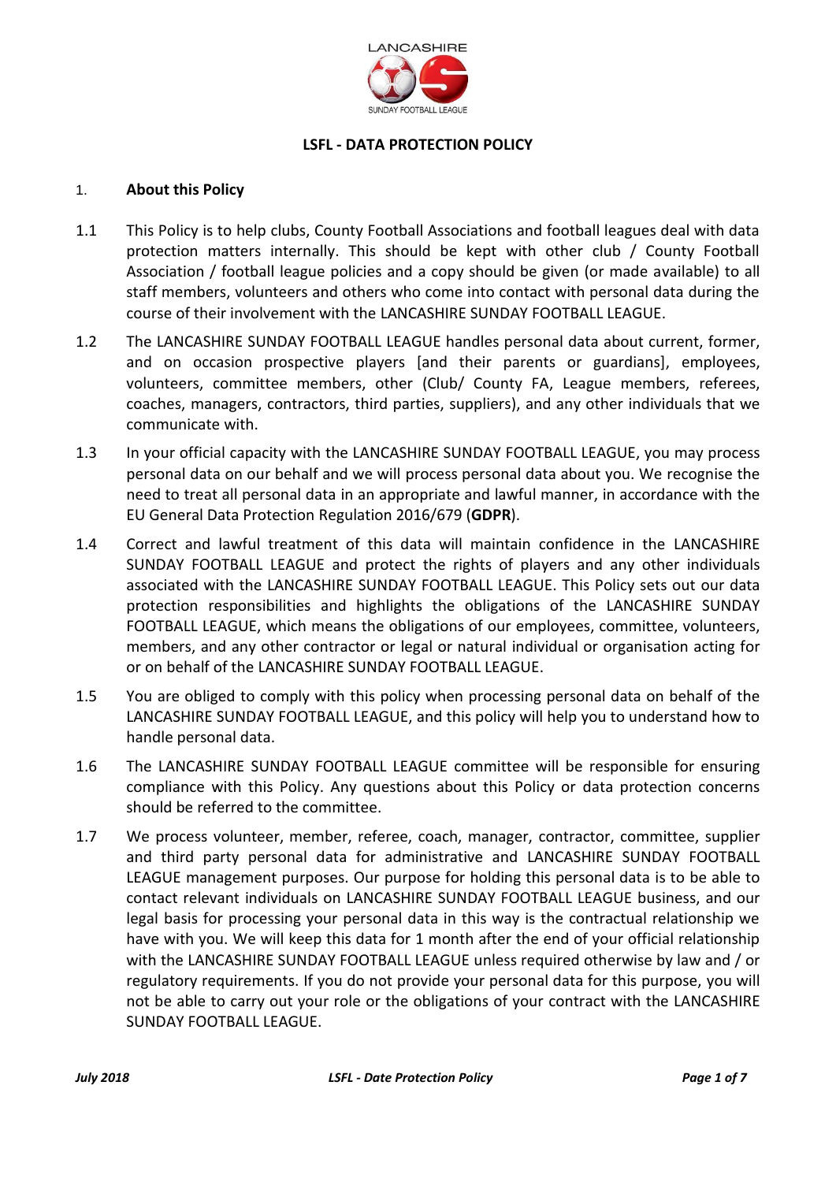LANCASHIRE

SUNDAY FOOTBALL LEAGUE

# LSFL - DATA PROTECTION POLICY

## 1. About this Policy

1.1 This Policy is to help clubs, County Football Associations and football leagues deal with data protection matters internally. This should be kept with other club / County Football Association / football league policies and a copy should be given (or made available) to all staff members, volunteers and others who come into contact with personal data during the course of their involvement with the LANCASHIRE SUNDAY FOOTBALL LEAGUE.

1.2 The LANCASHIRE SUNDAY FOOTBALL LEAGUE handles personal data about current, former, and on occasion prospective players [and their parents or guardians], employees, volunteers, committee members, other (Club/ County FA, League members, referees, coaches, managers, contractors, third parties, suppliers), and any other individuals that we communicate with.

1.3 In your official capacity with the LANCASHIRE SUNDAY FOOTBALL LEAGUE, you may process personal data on our behalf and we will process personal data about you. We recognise the need to treat all personal data in an appropriate and lawful manner, in accordance with the EU General Data Protection Regulation 2016/679 (**GDPR**).

1.4 Correct and lawful treatment of this data will maintain confidence in the LANCASHIRE SUNDAY FOOTBALL LEAGUE and protect the rights of players and any other individuals associated with the LANCASHIRE SUNDAY FOOTBALL LEAGUE. This Policy sets out our data protection responsibilities and highlights the obligations of the LANCASHIRE SUNDAY FOOTBALL LEAGUE, which means the obligations of our employees, committee, volunteers, members, and any other contractor or legal or natural individual or organisation acting for or on behalf of the LANCASHIRE SUNDAY FOOTBALL LEAGUE.

1.5 You are obliged to comply with this policy when processing personal data on behalf of the LANCASHIRE SUNDAY FOOTBALL LEAGUE, and this policy will help you to understand how to handle personal data.

1.6 The LANCASHIRE SUNDAY FOOTBALL LEAGUE committee will be responsible for ensuring compliance with this Policy. Any questions about this Policy or data protection concerns should be referred to the committee.

1.7 We process volunteer, member, referee, coach, manager, contractor, committee, supplier and third party personal data for administrative and LANCASHIRE SUNDAY FOOTBALL LEAGUE management purposes. Our purpose for holding this personal data is to be able to contact relevant individuals on LANCASHIRE SUNDAY FOOTBALL LEAGUE business, and our legal basis for processing your personal data in this way is the contractual relationship we have with you. We will keep this data for 1 month after the end of your official relationship with the LANCASHIRE SUNDAY FOOTBALL LEAGUE unless required otherwise by law and / or regulatory requirements. If you do not provide your personal data for this purpose, you will not be able to carry out your role or the obligations of your contract with the LANCASHIRE SUNDAY FOOTBALL LEAGUE.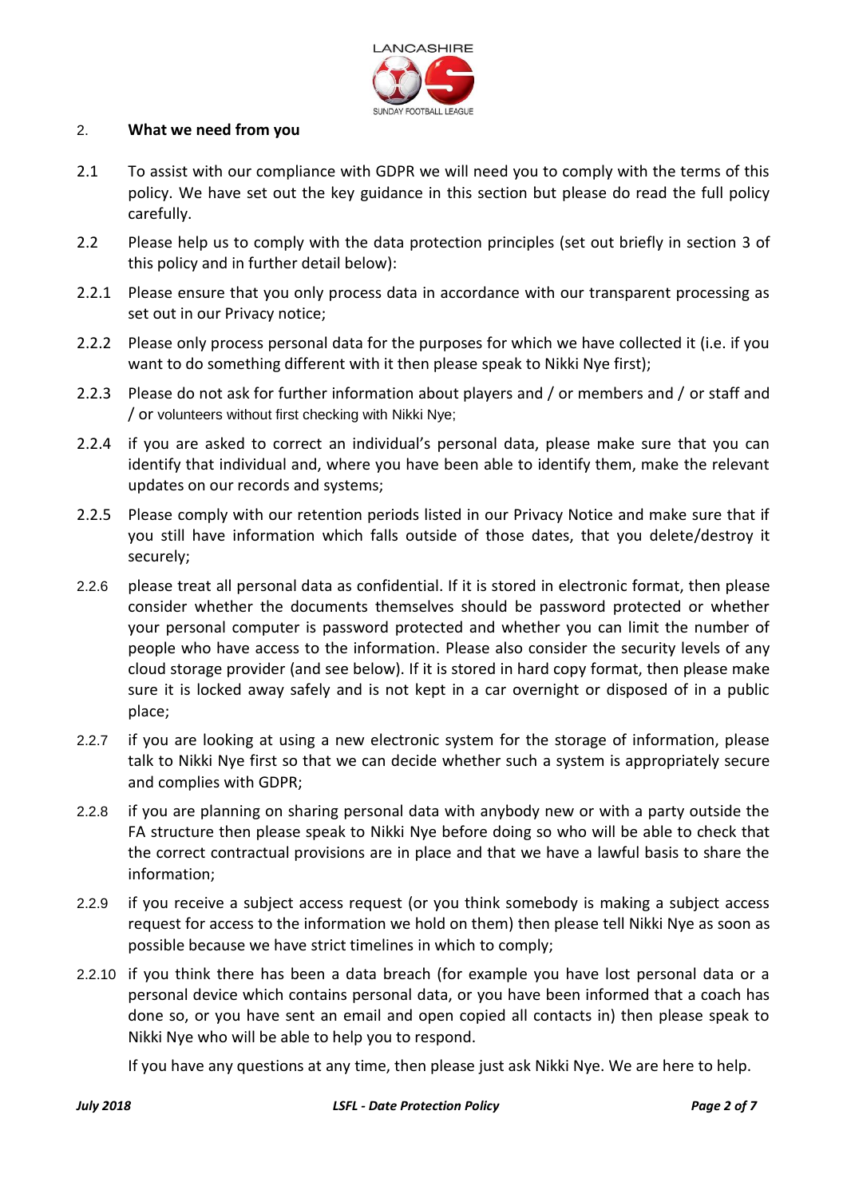## 2. What we need from you

2.1 To assist with our compliance with GDPR we will need you to comply with the terms of this policy. We have set out the key guidance in this section but please do read the full policy carefully.

2.2 Please help us to comply with the data protection principles (set out briefly in section 3 of this policy and in further detail below):

2.2.1 Please ensure that you only process data in accordance with our transparent processing as set out in our Privacy notice;

2.2.2 Please only process personal data for the purposes for which we have collected it (i.e. if you want to do something different with it then please speak to Nikki Nye first);

2.2.3 Please do not ask for further information about players and / or members and / or staff and / or volunteers without first checking with Nikki Nye;

2.2.4 if you are asked to correct an individual's personal data, please make sure that you can identify that individual and, where you have been able to identify them, make the relevant updates on our records and systems;

2.2.5 Please comply with our retention periods listed in our Privacy Notice and make sure that if you still have information which falls outside of those dates, that you delete/destroy it securely;

2.2.6 please treat all personal data as confidential. If it is stored in electronic format, then please consider whether the documents themselves should be password protected or whether your personal computer is password protected and whether you can limit the number of people who have access to the information. Please also consider the security levels of any cloud storage provider (and see below). If it is stored in hard copy format, then please make sure it is locked away safely and is not kept in a car overnight or disposed of in a public place;

2.2.7 if you are looking at using a new electronic system for the storage of information, please talk to Nikki Nye first so that we can decide whether such a system is appropriately secure and complies with GDPR;

2.2.8 if you are planning on sharing personal data with anybody new or with a party outside the FA structure then please speak to Nikki Nye before doing so who will be able to check that the correct contractual provisions are in place and that we have a lawful basis to share the information;

2.2.9 if you receive a subject access request (or you think somebody is making a subject access request for access to the information we hold on them) then please tell Nikki Nye as soon as possible because we have strict timelines in which to comply;

2.2.10 if you think there has been a data breach (for example you have lost personal data or a personal device which contains personal data, or you have been informed that a coach has done so, or you have sent an email and open copied all contacts in) then please speak to Nikki Nye who will be able to help you to respond.

If you have any questions at any time, then please just ask Nikki Nye. We are here to help.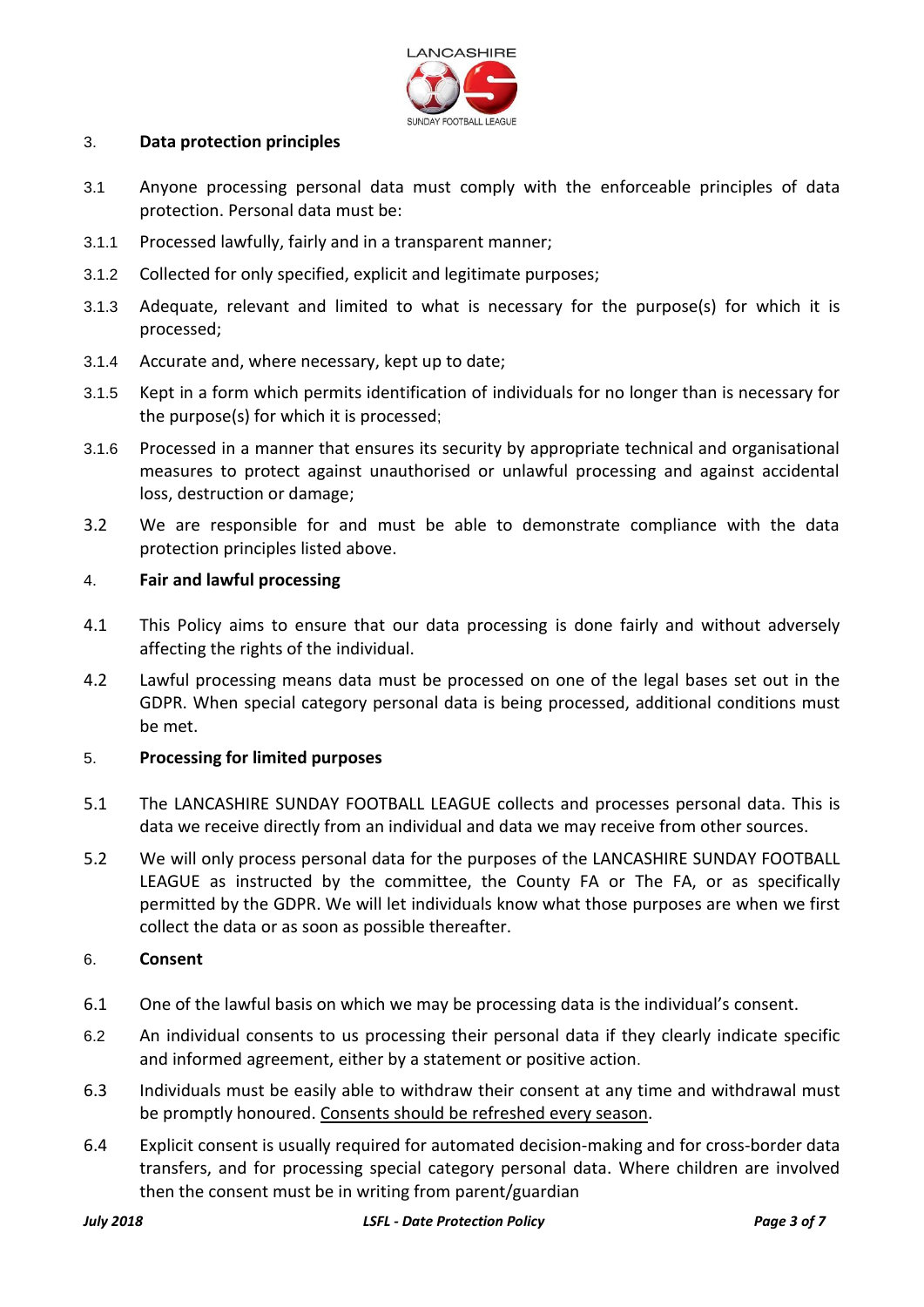## 3. Data protection principles

3.1 Anyone processing personal data must comply with the enforceable principles of data protection. Personal data must be:

3.1.1 Processed lawfully, fairly and in a transparent manner;

3.1.2 Collected for only specified, explicit and legitimate purposes;

3.1.3 Adequate, relevant and limited to what is necessary for the purpose(s) for which it is processed;

3.1.4 Accurate and, where necessary, kept up to date;

3.1.5 Kept in a form which permits identification of individuals for no longer than is necessary for the purpose(s) for which it is processed;

3.1.6 Processed in a manner that ensures its security by appropriate technical and organisational measures to protect against unauthorised or unlawful processing and against accidental loss, destruction or damage;

3.2 We are responsible for and must be able to demonstrate compliance with the data protection principles listed above.

## 4. Fair and lawful processing

4.1 This Policy aims to ensure that our data processing is done fairly and without adversely affecting the rights of the individual.

4.2 Lawful processing means data must be processed on one of the legal bases set out in the GDPR. When special category personal data is being processed, additional conditions must be met.

## 5. Processing for limited purposes

5.1 The LANCASHIRE SUNDAY FOOTBALL LEAGUE collects and processes personal data. This is data we receive directly from an individual and data we may receive from other sources.

5.2 We will only process personal data for the purposes of the LANCASHIRE SUNDAY FOOTBALL LEAGUE as instructed by the committee, the County FA or The FA, or as specifically permitted by the GDPR. We will let individuals know what those purposes are when we first collect the data or as soon as possible thereafter.

## 6. Consent

6.1 One of the lawful basis on which we may be processing data is the individual's consent.

6.2 An individual consents to us processing their personal data if they clearly indicate specific and informed agreement, either by a statement or positive action.

6.3 Individuals must be easily able to withdraw their consent at any time and withdrawal must be promptly honoured. <u>Consents should be refreshed every season</u>.

6.4 Explicit consent is usually required for automated decision-making and for cross-border data transfers, and for processing special category personal data. Where children are involved then the consent must be in writing from parent/guardian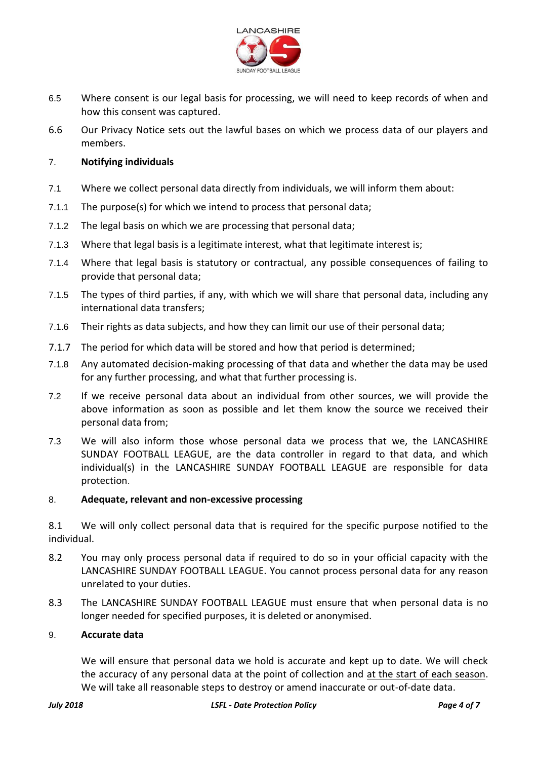6.5 Where consent is our legal basis for processing, we will need to keep records of when and how this consent was captured.

6.6 Our Privacy Notice sets out the lawful bases on which we process data of our players and members.

## 7. Notifying individuals

7.1 Where we collect personal data directly from individuals, we will inform them about:

7.1.1 The purpose(s) for which we intend to process that personal data;

7.1.2 The legal basis on which we are processing that personal data;

7.1.3 Where that legal basis is a legitimate interest, what that legitimate interest is;

7.1.4 Where that legal basis is statutory or contractual, any possible consequences of failing to provide that personal data;

7.1.5 The types of third parties, if any, with which we will share that personal data, including any international data transfers;

7.1.6 Their rights as data subjects, and how they can limit our use of their personal data;

7.1.7 The period for which data will be stored and how that period is determined;

7.1.8 Any automated decision-making processing of that data and whether the data may be used for any further processing, and what that further processing is.

7.2 If we receive personal data about an individual from other sources, we will provide the above information as soon as possible and let them know the source we received their personal data from;

7.3 We will also inform those whose personal data we process that we, the LANCASHIRE SUNDAY FOOTBALL LEAGUE, are the data controller in regard to that data, and which individual(s) in the LANCASHIRE SUNDAY FOOTBALL LEAGUE are responsible for data protection.

## 8. Adequate, relevant and non-excessive processing

8.1 We will only collect personal data that is required for the specific purpose notified to the individual.

8.2 You may only process personal data if required to do so in your official capacity with the LANCASHIRE SUNDAY FOOTBALL LEAGUE. You cannot process personal data for any reason unrelated to your duties.

8.3 The LANCASHIRE SUNDAY FOOTBALL LEAGUE must ensure that when personal data is no longer needed for specified purposes, it is deleted or anonymised.

## 9. Accurate data

We will ensure that personal data we hold is accurate and kept up to date. We will check the accuracy of any personal data at the point of collection and <u>at the start of each season</u>. We will take all reasonable steps to destroy or amend inaccurate or out-of-date data.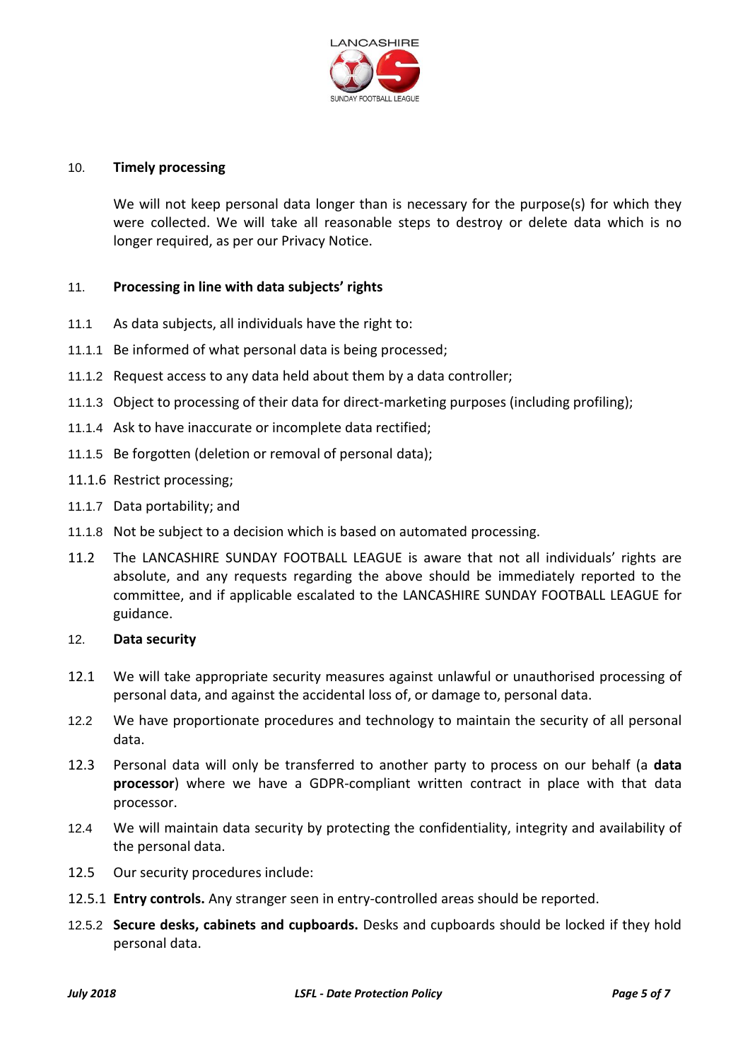## 10. Timely processing

We will not keep personal data longer than is necessary for the purpose(s) for which they were collected. We will take all reasonable steps to destroy or delete data which is no longer required, as per our Privacy Notice.

## 11. Processing in line with data subjects' rights

11.1 As data subjects, all individuals have the right to:

11.1.1 Be informed of what personal data is being processed;

11.1.2 Request access to any data held about them by a data controller;

11.1.3 Object to processing of their data for direct-marketing purposes (including profiling);

11.1.4 Ask to have inaccurate or incomplete data rectified;

11.1.5 Be forgotten (deletion or removal of personal data);

11.1.6 Restrict processing;

11.1.7 Data portability; and

11.1.8 Not be subject to a decision which is based on automated processing.

11.2 The LANCASHIRE SUNDAY FOOTBALL LEAGUE is aware that not all individuals' rights are absolute, and any requests regarding the above should be immediately reported to the committee, and if applicable escalated to the LANCASHIRE SUNDAY FOOTBALL LEAGUE for guidance.

## 12. Data security

12.1 We will take appropriate security measures against unlawful or unauthorised processing of personal data, and against the accidental loss of, or damage to, personal data.

12.2 We have proportionate procedures and technology to maintain the security of all personal data.

12.3 Personal data will only be transferred to another party to process on our behalf (a **data processor**) where we have a GDPR-compliant written contract in place with that data processor.

12.4 We will maintain data security by protecting the confidentiality, integrity and availability of the personal data.

12.5 Our security procedures include:

12.5.1 **Entry controls.** Any stranger seen in entry-controlled areas should be reported.

12.5.2 **Secure desks, cabinets and cupboards.** Desks and cupboards should be locked if they hold personal data.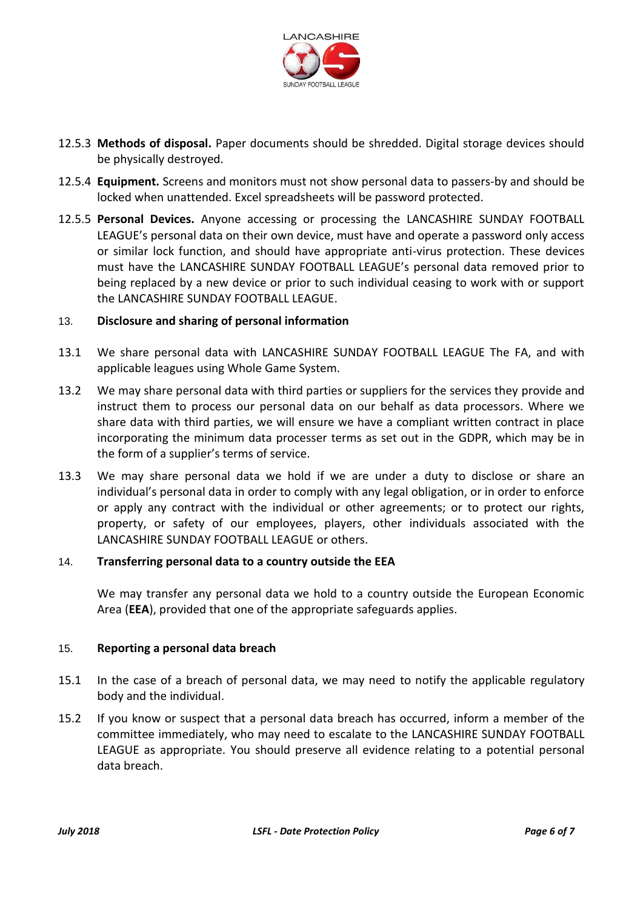12.5.3 **Methods of disposal.** Paper documents should be shredded. Digital storage devices should be physically destroyed.

12.5.4 **Equipment.** Screens and monitors must not show personal data to passers-by and should be locked when unattended. Excel spreadsheets will be password protected.

12.5.5 **Personal Devices.** Anyone accessing or processing the LANCASHIRE SUNDAY FOOTBALL LEAGUE's personal data on their own device, must have and operate a password only access or similar lock function, and should have appropriate anti-virus protection. These devices must have the LANCASHIRE SUNDAY FOOTBALL LEAGUE's personal data removed prior to being replaced by a new device or prior to such individual ceasing to work with or support the LANCASHIRE SUNDAY FOOTBALL LEAGUE.

## 13. Disclosure and sharing of personal information

13.1 We share personal data with LANCASHIRE SUNDAY FOOTBALL LEAGUE The FA, and with applicable leagues using Whole Game System.

13.2 We may share personal data with third parties or suppliers for the services they provide and instruct them to process our personal data on our behalf as data processors. Where we share data with third parties, we will ensure we have a compliant written contract in place incorporating the minimum data processer terms as set out in the GDPR, which may be in the form of a supplier's terms of service.

13.3 We may share personal data we hold if we are under a duty to disclose or share an individual's personal data in order to comply with any legal obligation, or in order to enforce or apply any contract with the individual or other agreements; or to protect our rights, property, or safety of our employees, players, other individuals associated with the LANCASHIRE SUNDAY FOOTBALL LEAGUE or others.

## 14. Transferring personal data to a country outside the EEA

We may transfer any personal data we hold to a country outside the European Economic Area (**EEA**), provided that one of the appropriate safeguards applies.

## 15. Reporting a personal data breach

15.1 In the case of a breach of personal data, we may need to notify the applicable regulatory body and the individual.

15.2 If you know or suspect that a personal data breach has occurred, inform a member of the committee immediately, who may need to escalate to the LANCASHIRE SUNDAY FOOTBALL LEAGUE as appropriate. You should preserve all evidence relating to a potential personal data breach.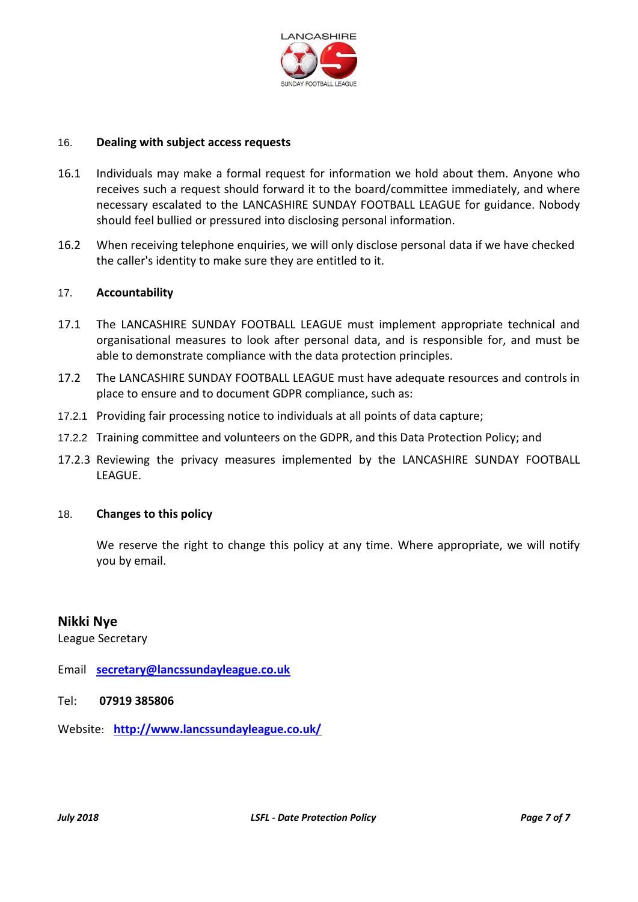## 16. Dealing with subject access requests

16.1 Individuals may make a formal request for information we hold about them. Anyone who receives such a request should forward it to the board/committee immediately, and where necessary escalated to the LANCASHIRE SUNDAY FOOTBALL LEAGUE for guidance. Nobody should feel bullied or pressured into disclosing personal information.

16.2 When receiving telephone enquiries, we will only disclose personal data if we have checked the caller's identity to make sure they are entitled to it.

## 17. Accountability

17.1 The LANCASHIRE SUNDAY FOOTBALL LEAGUE must implement appropriate technical and organisational measures to look after personal data, and is responsible for, and must be able to demonstrate compliance with the data protection principles.

17.2 The LANCASHIRE SUNDAY FOOTBALL LEAGUE must have adequate resources and controls in place to ensure and to document GDPR compliance, such as:

17.2.1 Providing fair processing notice to individuals at all points of data capture;

17.2.2 Training committee and volunteers on the GDPR, and this Data Protection Policy; and

17.2.3 Reviewing the privacy measures implemented by the LANCASHIRE SUNDAY FOOTBALL LEAGUE.

## 18. Changes to this policy

We reserve the right to change this policy at any time. Where appropriate, we will notify you by email.

**Nikki Nye**
League Secretary

Email **secretary@lancssundayleague.co.uk**

Tel: **07919 385806**

Website: **http://www.lancssundayleague.co.uk/**